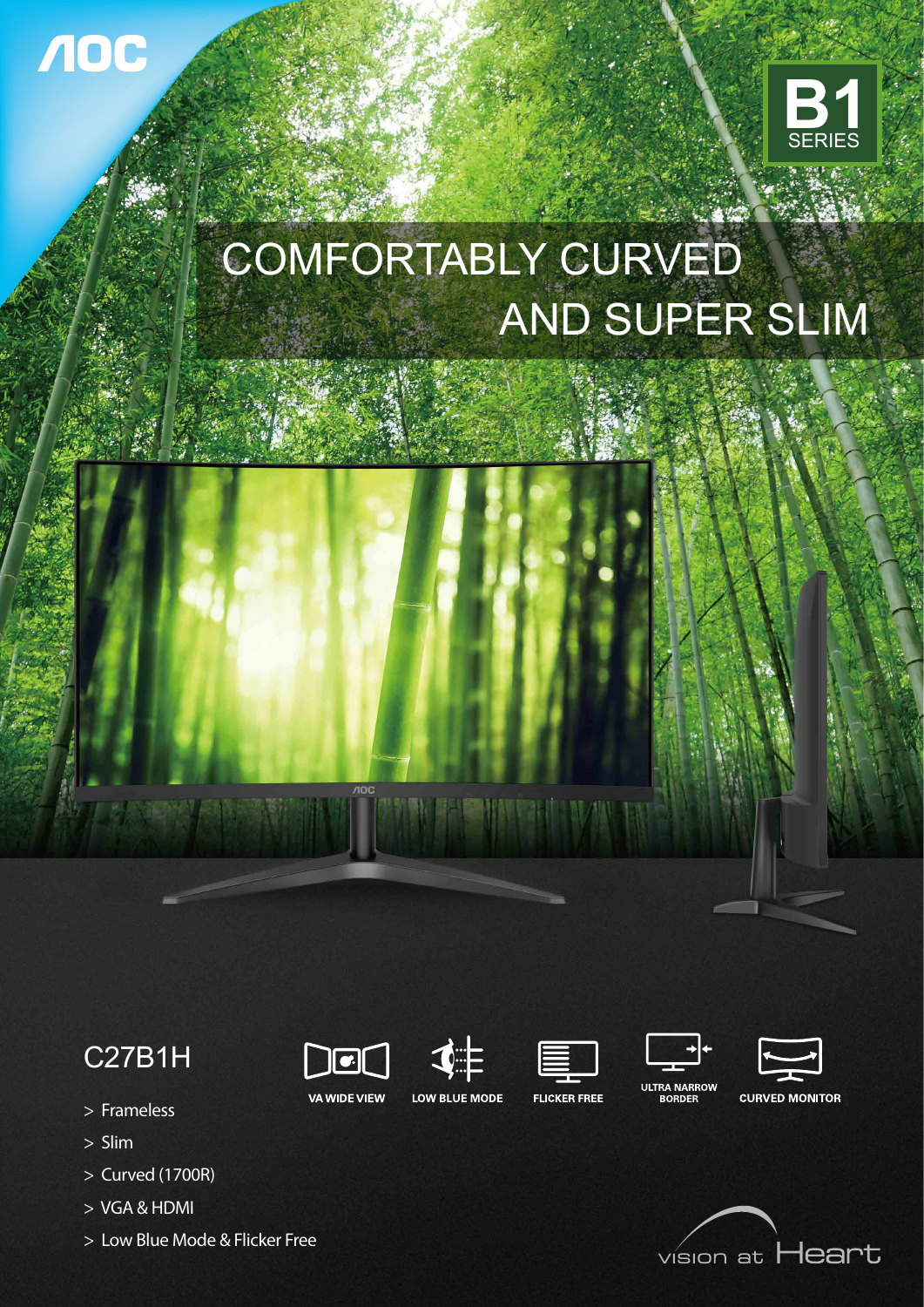AOC

B1 SERIES

# COMFORTABLY CURVED AND SUPER SLIM

## C27B1H

- > Frameless
- > Slim
- > Curved (1700R)
- > VGA & HDMI
- > Low Blue Mode & Flicker Free

VA WIDE VIEW | LOW BLUE MODE | FLICKER FREE | ULTRA NARROW BORDER | CURVED MONITOR

vision at Heart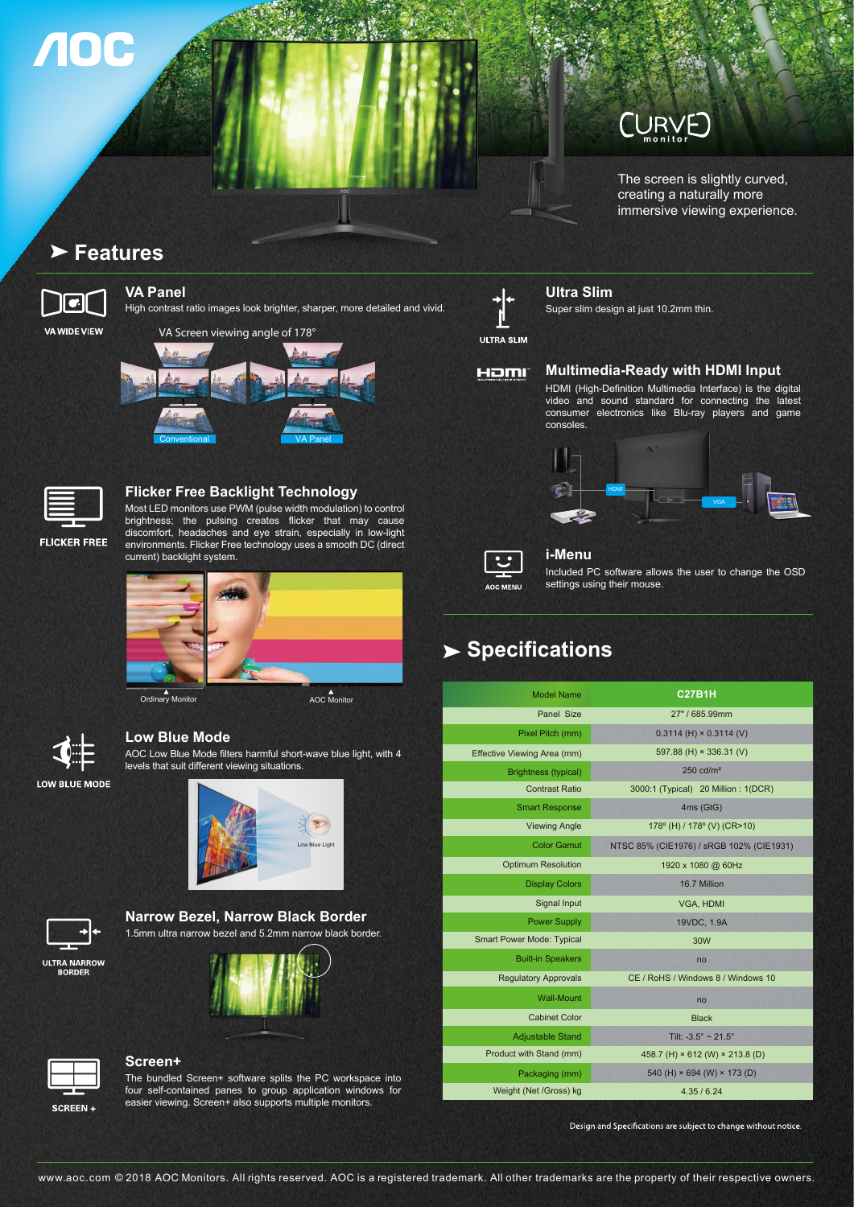AOC

CURVED monitor

The screen is slightly curved, creating a naturally more immersive viewing experience.

## Features

### VA Panel

VA WIDE VIEW

High contrast ratio images look brighter, sharper, more detailed and vivid.

VA Screen viewing angle of 178°

Conventional

VA Panel

### Flicker Free Backlight Technology

FLICKER FREE

Most LED monitors use PWM (pulse width modulation) to control brightness; the pulsing creates flicker that may cause discomfort, headaches and eye strain, especially in low-light environments. Flicker Free technology uses a smooth DC (direct current) backlight system.

Ordinary Monitor

AOC Monitor

### Low Blue Mode

LOW BLUE MODE

AOC Low Blue Mode filters harmful short-wave blue light, with 4 levels that suit different viewing situations.

Low Blue Light

### Narrow Bezel, Narrow Black Border

ULTRA NARROW BORDER

1.5mm ultra narrow bezel and 5.2mm narrow black border.

### Screen+

SCREEN +

The bundled Screen+ software splits the PC workspace into four self-contained panes to group application windows for easier viewing. Screen+ also supports multiple monitors.

### Ultra Slim

ULTRA SLIM

Super slim design at just 10.2mm thin.

### Multimedia-Ready with HDMI Input

HDMI (High-Definition Multimedia Interface) is the digital video and sound standard for connecting the latest consumer electronics like Blu-ray players and game consoles.

HDMI

VGA

### i-Menu

AOC MENU

Included PC software allows the user to change the OSD settings using their mouse.

## Specifications

| Model Name | C27B1H |
|---|---|
| Panel Size | 27" / 685.99mm |
| Pixel Pitch (mm) | 0.3114 (H) × 0.3114 (V) |
| Effective Viewing Area (mm) | 597.88 (H) × 336.31 (V) |
| Brightness (typical) | 250 cd/m² |
| Contrast Ratio | 3000:1 (Typical) 20 Million : 1(DCR) |
| Smart Response | 4ms (GtG) |
| Viewing Angle | 178° (H) / 178° (V) (CR>10) |
| Color Gamut | NTSC 85% (CIE1976) / sRGB 102% (CIE1931) |
| Optimum Resolution | 1920 x 1080 @ 60Hz |
| Display Colors | 16.7 Million |
| Signal Input | VGA, HDMI |
| Power Supply | 19VDC, 1.9A |
| Smart Power Mode: Typical | 30W |
| Built-in Speakers | no |
| Regulatory Approvals | CE / RoHS / Windows 8 / Windows 10 |
| Wall-Mount | no |
| Cabinet Color | Black |
| Adjustable Stand | Tilt: -3.5° ~ 21.5° |
| Product with Stand (mm) | 458.7 (H) × 612 (W) × 213.8 (D) |
| Packaging (mm) | 540 (H) × 694 (W) × 173 (D) |
| Weight (Net /Gross) kg | 4.35 / 6.24 |

Design and Specifications are subject to change without notice.

www.aoc.com © 2018 AOC Monitors. All rights reserved. AOC is a registered trademark. All other trademarks are the property of their respective owners.